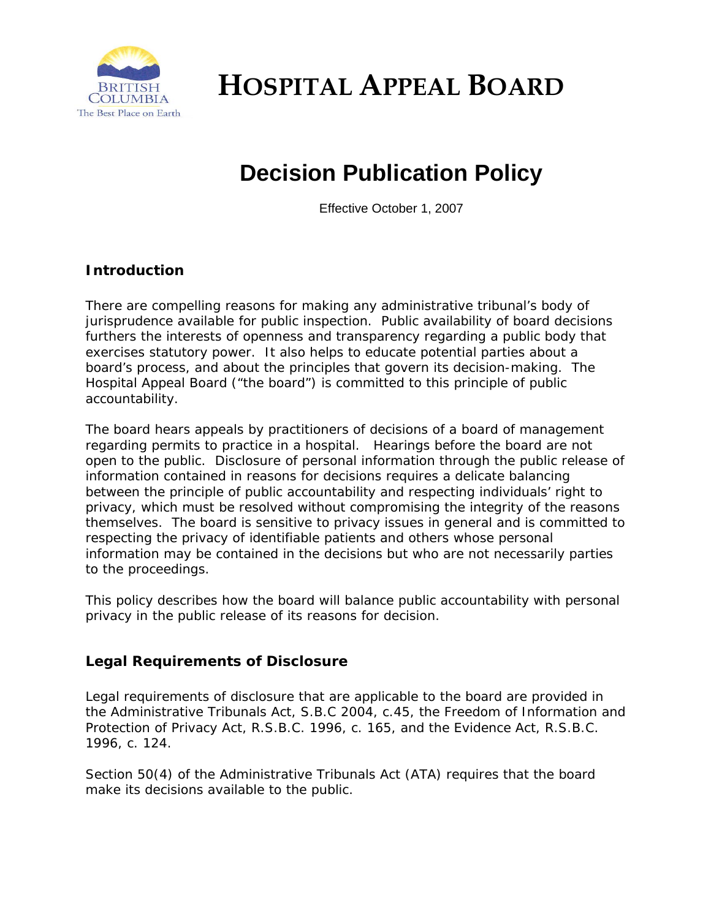# HOSPITAL APPEAL BOARD

## Decision Publication Policy

Effective October 1, 2007

### Introduction

There are compelling reasons for making any administrative tribunal's body of jurisprudence available for public inspection. Public availability of board decisions furthers the interests of openness and transparency regarding a public body that exercises statutory power. It also helps to educate potential parties about a board's process, and about the principles that govern its decision-making. The Hospital Appeal Board ("the board") is committed to this principle of public accountability.

The board hears appeals by practitioners of decisions of a board of management regarding permits to practice in a hospital. Hearings before the board are not open to the public. Disclosure of personal information through the public release of information contained in reasons for decisions requires a delicate balancing between the principle of public accountability and respecting individuals' right to privacy, which must be resolved without compromising the integrity of the reasons themselves. The board is sensitive to privacy issues in general and is committed to respecting the privacy of identifiable patients and others whose personal information may be contained in the decisions but who are not necessarily parties to the proceedings.

This policy describes how the board will balance public accountability with personal privacy in the public release of its reasons for decision.

### Legal Requirements of Disclosure

Legal requirements of disclosure that are applicable to the board are provided in the Administrative Tribunals Act, S.B.C 2004, c.45, the Freedom of Information and Protection of Privacy Act, R.S.B.C. 1996, c. 165, and the Evidence Act, R.S.B.C. 1996, c. 124.

Section 50(4) of the Administrative Tribunals Act (ATA) requires that the board make its decisions available to the public.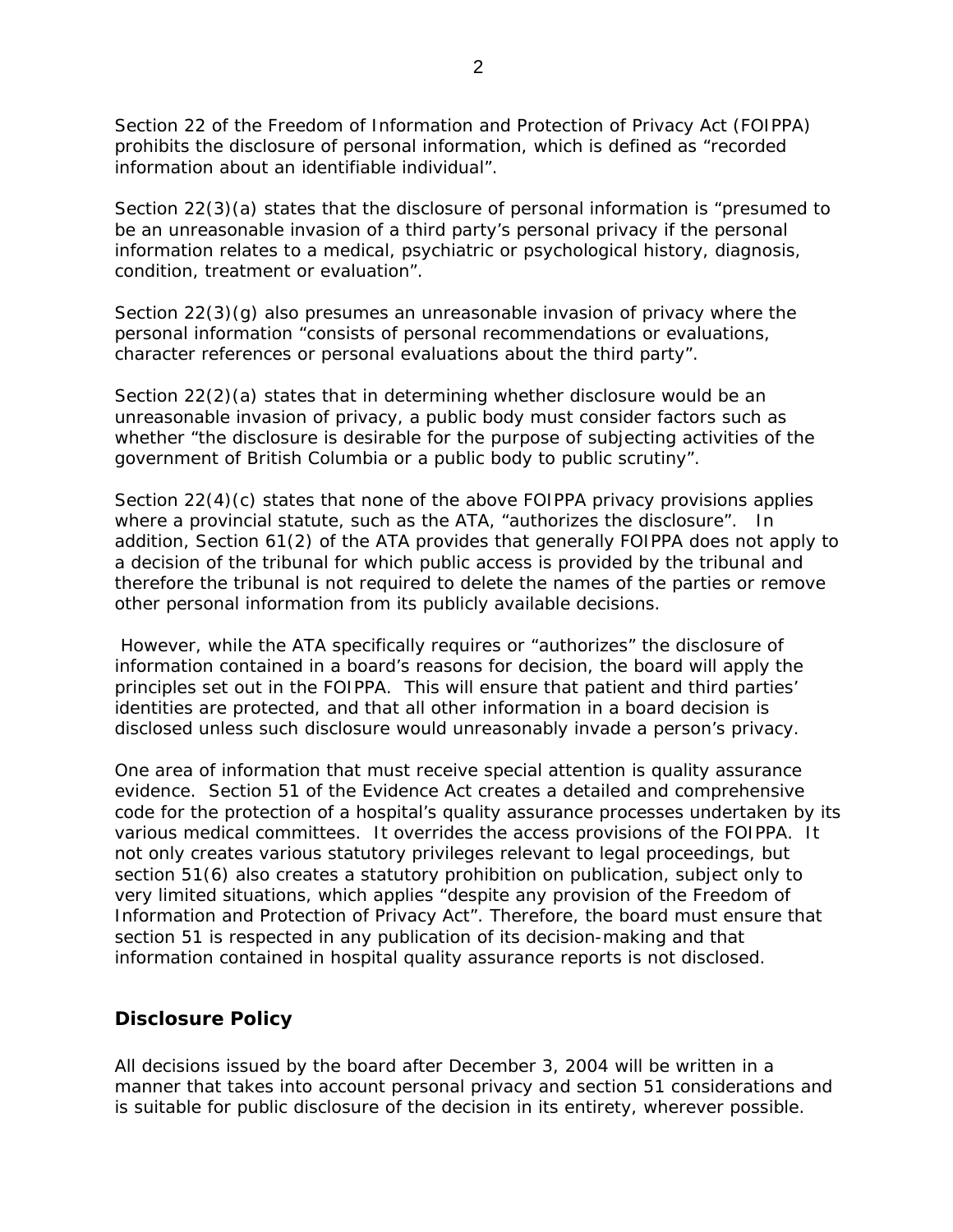Section 22 of the Freedom of Information and Protection of Privacy Act (FOIPPA) prohibits the disclosure of personal information, which is defined as "recorded information about an identifiable individual".

Section 22(3)(a) states that the disclosure of personal information is "presumed to be an unreasonable invasion of a third party's personal privacy if the personal information relates to a medical, psychiatric or psychological history, diagnosis, condition, treatment or evaluation".

Section 22(3)(g) also presumes an unreasonable invasion of privacy where the personal information "consists of personal recommendations or evaluations, character references or personal evaluations about the third party".

Section 22(2)(a) states that in determining whether disclosure would be an unreasonable invasion of privacy, a public body must consider factors such as whether "the disclosure is desirable for the purpose of subjecting activities of the government of British Columbia or a public body to public scrutiny".

Section 22(4)(c) states that none of the above FOIPPA privacy provisions applies where a provincial statute, such as the ATA, "authorizes the disclosure". In addition, Section 61(2) of the ATA provides that generally FOIPPA does not apply to a decision of the tribunal for which public access is provided by the tribunal and therefore the tribunal is not required to delete the names of the parties or remove other personal information from its publicly available decisions.

However, while the ATA specifically requires or "authorizes" the disclosure of information contained in a board's reasons for decision, the board will apply the principles set out in the FOIPPA. This will ensure that patient and third parties' identities are protected, and that all other information in a board decision is disclosed unless such disclosure would unreasonably invade a person's privacy.

One area of information that must receive special attention is quality assurance evidence. Section 51 of the Evidence Act creates a detailed and comprehensive code for the protection of a hospital's quality assurance processes undertaken by its various medical committees. It overrides the access provisions of the FOIPPA. It not only creates various statutory privileges relevant to legal proceedings, but section 51(6) also creates a statutory prohibition on publication, subject only to very limited situations, which applies "despite any provision of the Freedom of Information and Protection of Privacy Act". Therefore, the board must ensure that section 51 is respected in any publication of its decision-making and that information contained in hospital quality assurance reports is not disclosed.

## Disclosure Policy

All decisions issued by the board after December 3, 2004 will be written in a manner that takes into account personal privacy and section 51 considerations and is suitable for public disclosure of the decision in its entirety, wherever possible.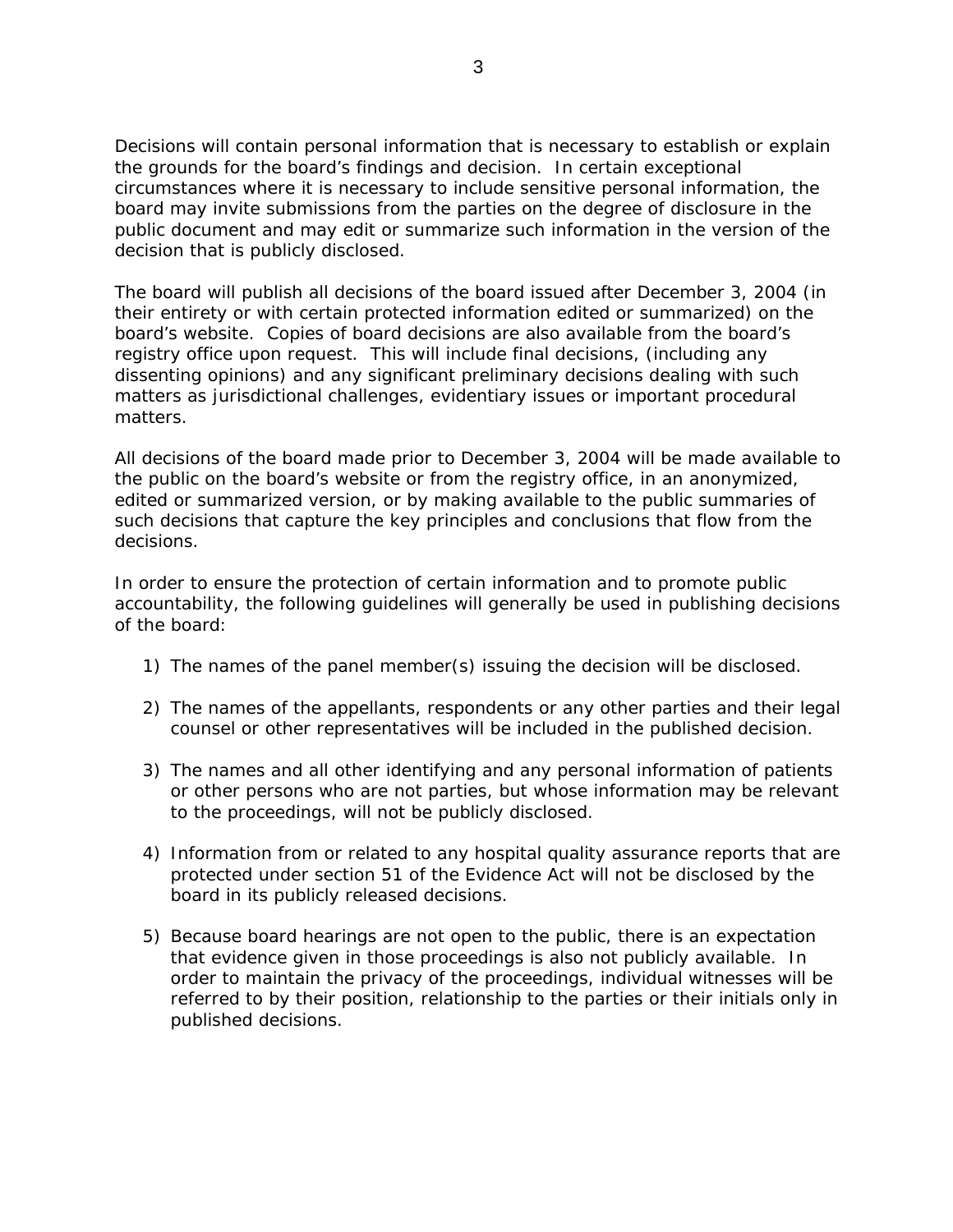Decisions will contain personal information that is necessary to establish or explain the grounds for the board's findings and decision. In certain exceptional circumstances where it is necessary to include sensitive personal information, the board may invite submissions from the parties on the degree of disclosure in the public document and may edit or summarize such information in the version of the decision that is publicly disclosed.

The board will publish all decisions of the board issued after December 3, 2004 (in their entirety or with certain protected information edited or summarized) on the board's website. Copies of board decisions are also available from the board's registry office upon request. This will include final decisions, (including any dissenting opinions) and any significant preliminary decisions dealing with such matters as jurisdictional challenges, evidentiary issues or important procedural matters.

All decisions of the board made prior to December 3, 2004 will be made available to the public on the board's website or from the registry office, in an anonymized, edited or summarized version, or by making available to the public summaries of such decisions that capture the key principles and conclusions that flow from the decisions.

In order to ensure the protection of certain information and to promote public accountability, the following guidelines will generally be used in publishing decisions of the board:

1) The names of the panel member(s) issuing the decision will be disclosed.

2) The names of the appellants, respondents or any other parties and their legal counsel or other representatives will be included in the published decision.

3) The names and all other identifying and any personal information of patients or other persons who are not parties, but whose information may be relevant to the proceedings, will not be publicly disclosed.

4) Information from or related to any hospital quality assurance reports that are protected under section 51 of the Evidence Act will not be disclosed by the board in its publicly released decisions.

5) Because board hearings are not open to the public, there is an expectation that evidence given in those proceedings is also not publicly available. In order to maintain the privacy of the proceedings, individual witnesses will be referred to by their position, relationship to the parties or their initials only in published decisions.